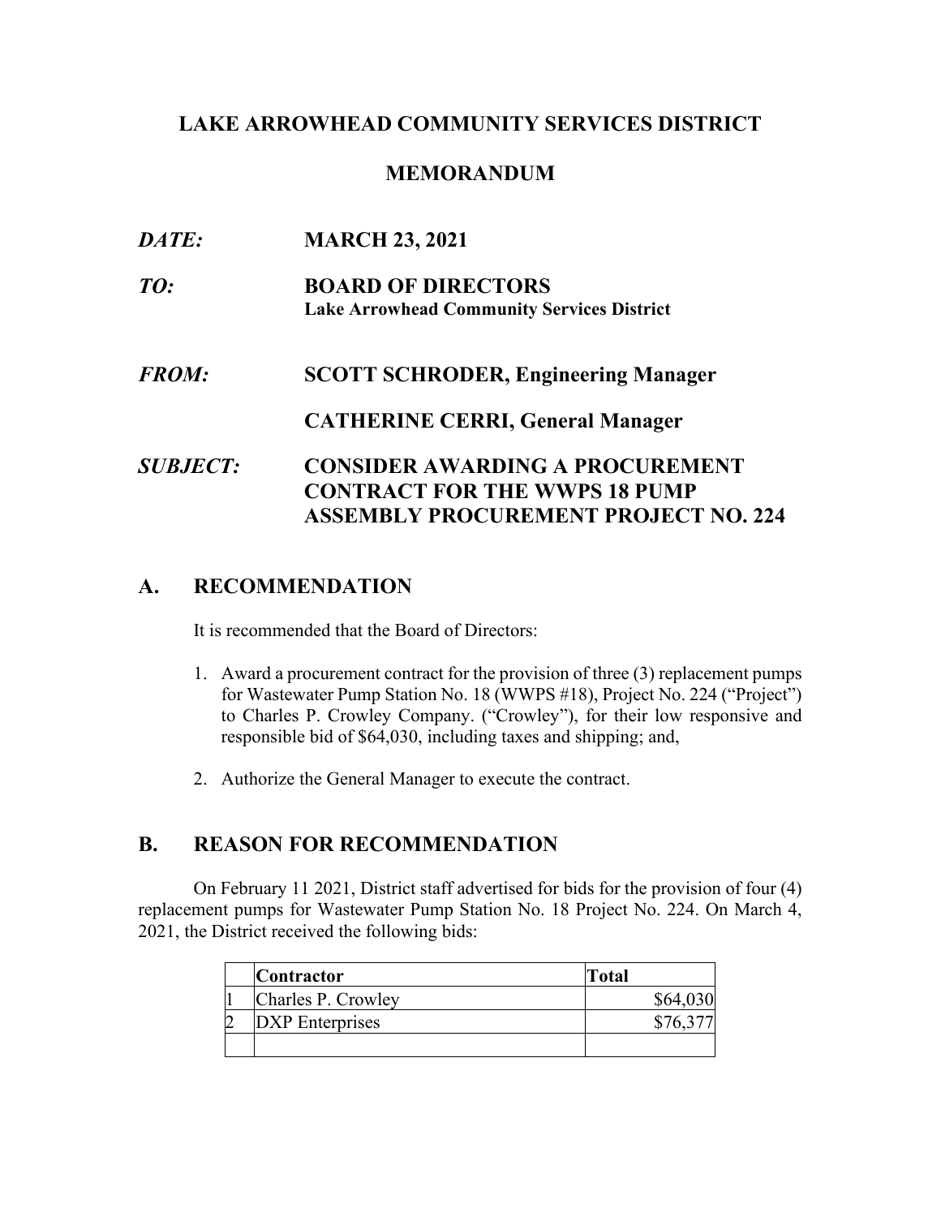# LAKE ARROWHEAD COMMUNITY SERVICES DISTRICT

## MEMORANDUM

***DATE:*** **MARCH 23, 2021**

***TO:*** **BOARD OF DIRECTORS**
**Lake Arrowhead Community Services District**

***FROM:*** **SCOTT SCHRODER, Engineering Manager**

**CATHERINE CERRI, General Manager**

***SUBJECT:*** **CONSIDER AWARDING A PROCUREMENT CONTRACT FOR THE WWPS 18 PUMP ASSEMBLY PROCUREMENT PROJECT NO. 224**

## A. RECOMMENDATION

It is recommended that the Board of Directors:

1. Award a procurement contract for the provision of three (3) replacement pumps for Wastewater Pump Station No. 18 (WWPS #18), Project No. 224 ("Project") to Charles P. Crowley Company. ("Crowley"), for their low responsive and responsible bid of $64,030, including taxes and shipping; and,
2. Authorize the General Manager to execute the contract.

## B. REASON FOR RECOMMENDATION

On February 11 2021, District staff advertised for bids for the provision of four (4) replacement pumps for Wastewater Pump Station No. 18 Project No. 224. On March 4, 2021, the District received the following bids:

| | Contractor | Total |
|---|---|---|
| 1 | Charles P. Crowley | $64,030 |
| 2 | DXP Enterprises | $76,377 |
| | | |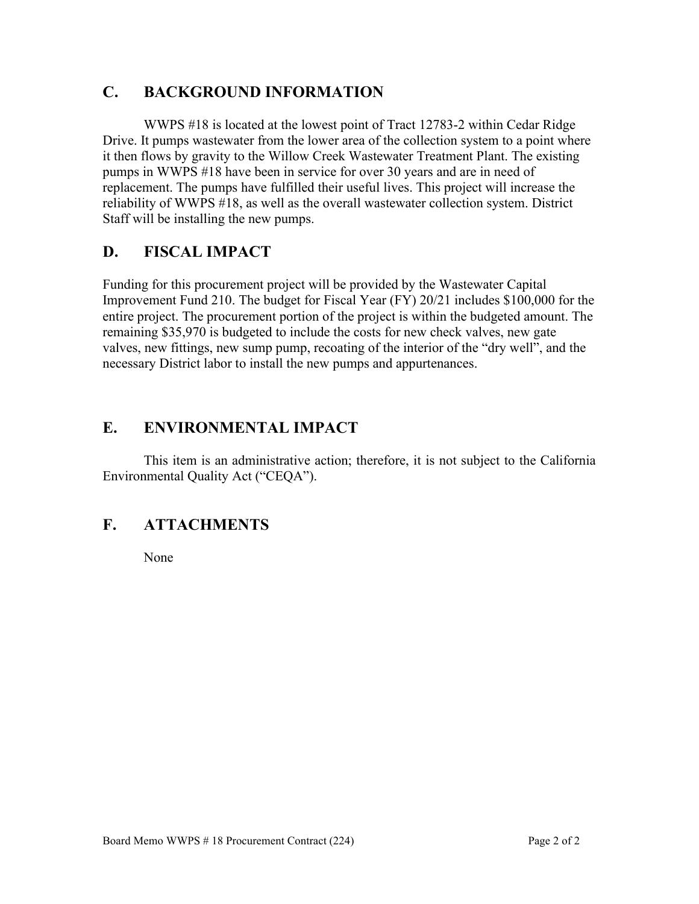## C. BACKGROUND INFORMATION

WWPS #18 is located at the lowest point of Tract 12783-2 within Cedar Ridge Drive. It pumps wastewater from the lower area of the collection system to a point where it then flows by gravity to the Willow Creek Wastewater Treatment Plant. The existing pumps in WWPS #18 have been in service for over 30 years and are in need of replacement. The pumps have fulfilled their useful lives. This project will increase the reliability of WWPS #18, as well as the overall wastewater collection system. District Staff will be installing the new pumps.

## D. FISCAL IMPACT

Funding for this procurement project will be provided by the Wastewater Capital Improvement Fund 210. The budget for Fiscal Year (FY) 20/21 includes $100,000 for the entire project. The procurement portion of the project is within the budgeted amount. The remaining $35,970 is budgeted to include the costs for new check valves, new gate valves, new fittings, new sump pump, recoating of the interior of the "dry well", and the necessary District labor to install the new pumps and appurtenances.

## E. ENVIRONMENTAL IMPACT

This item is an administrative action; therefore, it is not subject to the California Environmental Quality Act ("CEQA").

## F. ATTACHMENTS

None